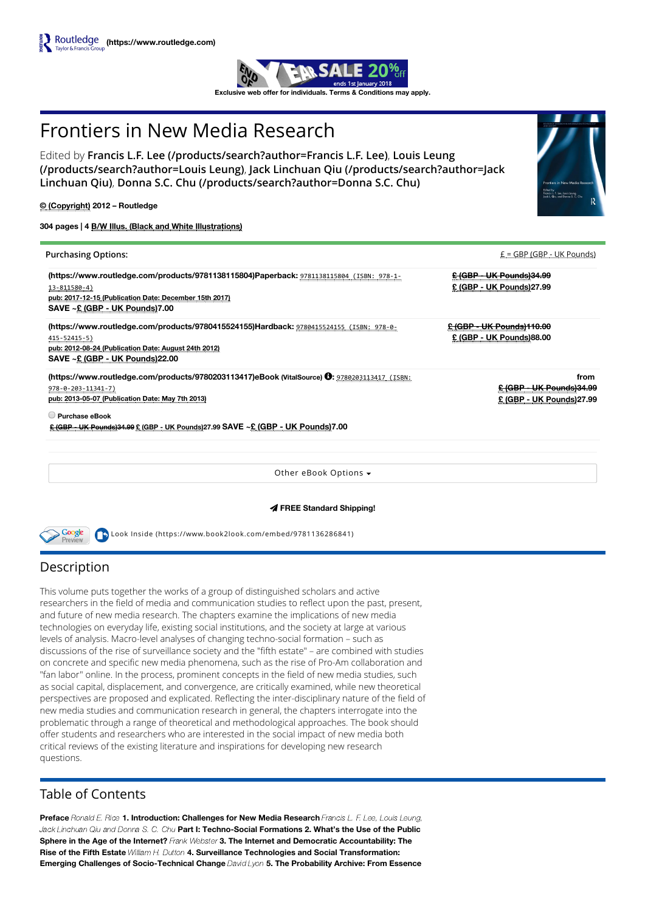Routledge Taylor & Francis Group (https://www.routledge.com)

END OF YEAR SALE 20% off ends 1st January 2018

Exclusive web offer for individuals. Terms & Conditions may apply.

# Frontiers in New Media Research

Edited by **Francis L.F. Lee (/products/search?author=Francis L.F. Lee)**, **Louis Leung (/products/search?author=Louis Leung)**, **Jack Linchuan Qiu (/products/search?author=Jack Linchuan Qiu)**, **Donna S.C. Chu (/products/search?author=Donna S.C. Chu)**

**© (Copyright) 2012 – Routledge**

**304 pages | 4 B/W Illus. (Black and White Illustrations)**

Purchasing Options: £ = GBP (GBP - UK Pounds)

**(https://www.routledge.com/products/9781138115804)Paperback:** 9781138115804 (ISBN: 978-1-13-811580-4)
pub: 2017-12-15 (Publication Date: December 15th 2017)
**SAVE ~£ (GBP - UK Pounds)7.00**
~~£ (GBP - UK Pounds)34.99~~
**£ (GBP - UK Pounds)27.99**

**(https://www.routledge.com/products/9780415524155)Hardback:** 9780415524155 (ISBN: 978-0-415-52415-5)
pub: 2012-08-24 (Publication Date: August 24th 2012)
**SAVE ~£ (GBP - UK Pounds)22.00**
~~£ (GBP - UK Pounds)110.00~~
**£ (GBP - UK Pounds)88.00**

**(https://www.routledge.com/products/9780203113417)eBook (VitalSource):** 9780203113417 (ISBN: 978-0-203-11341-7)
pub: 2013-05-07 (Publication Date: May 7th 2013)
from
~~£ (GBP - UK Pounds)34.99~~
**£ (GBP - UK Pounds)27.99**

Purchase eBook
~~£ (GBP - UK Pounds)34.99~~ £ (GBP - UK Pounds)27.99 **SAVE ~£ (GBP - UK Pounds)7.00**

Other eBook Options

**FREE Standard Shipping!**

Google Preview Look Inside (https://www.book2look.com/embed/9781136286841)

## Description

This volume puts together the works of a group of distinguished scholars and active researchers in the field of media and communication studies to reflect upon the past, present, and future of new media research. The chapters examine the implications of new media technologies on everyday life, existing social institutions, and the society at large at various levels of analysis. Macro-level analyses of changing techno-social formation – such as discussions of the rise of surveillance society and the "fifth estate" – are combined with studies on concrete and specific new media phenomena, such as the rise of Pro-Am collaboration and "fan labor" online. In the process, prominent concepts in the field of new media studies, such as social capital, displacement, and convergence, are critically examined, while new theoretical perspectives are proposed and explicated. Reflecting the inter-disciplinary nature of the field of new media studies and communication research in general, the chapters interrogate into the problematic through a range of theoretical and methodological approaches. The book should offer students and researchers who are interested in the social impact of new media both critical reviews of the existing literature and inspirations for developing new research questions.

## Table of Contents

**Preface** *Ronald E. Rice* **1. Introduction: Challenges for New Media Research** *Francis L. F. Lee, Louis Leung, Jack Linchuan Qiu and Donna S. C. Chu* **Part I: Techno-Social Formations 2. What's the Use of the Public Sphere in the Age of the Internet?** *Frank Webster* **3. The Internet and Democratic Accountability: The Rise of the Fifth Estate** *William H. Dutton* **4. Surveillance Technologies and Social Transformation: Emerging Challenges of Socio-Technical Change** *David Lyon* **5. The Probability Archive: From Essence**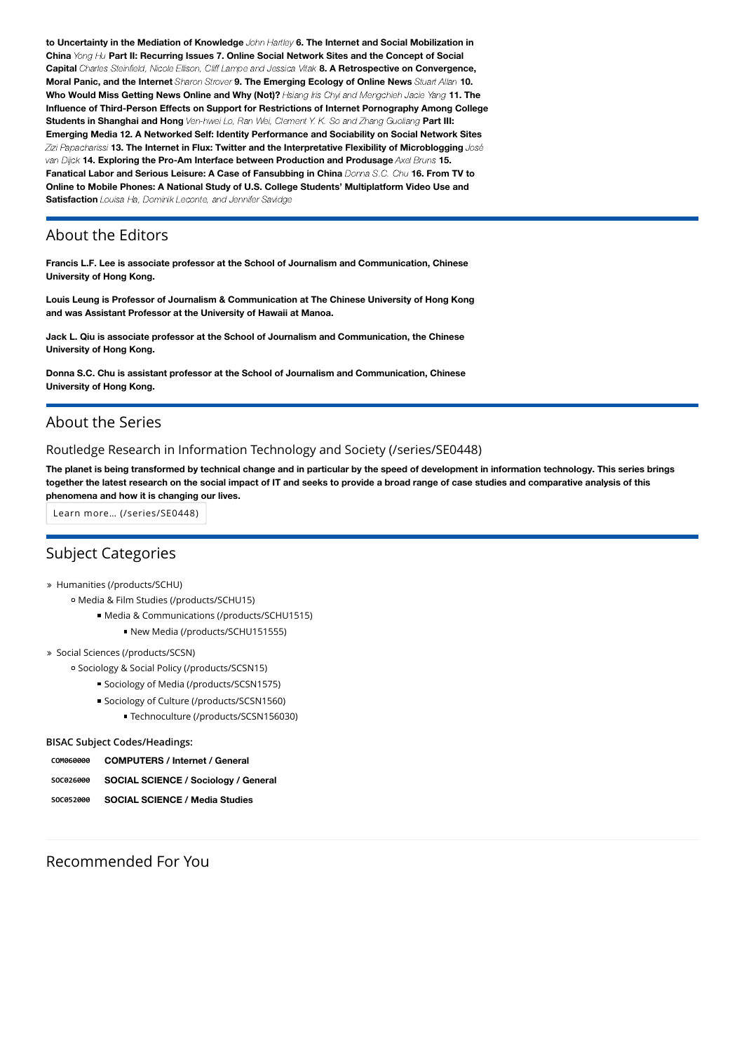**to Uncertainty in the Mediation of Knowledge** *John Hartley* **6. The Internet and Social Mobilization in China** *Yong Hu* **Part II: Recurring Issues 7. Online Social Network Sites and the Concept of Social Capital** *Charles Steinfield, Nicole Ellison, Cliff Lampe and Jessica Vitak* **8. A Retrospective on Convergence, Moral Panic, and the Internet** *Sharon Strover* **9. The Emerging Ecology of Online News** *Stuart Allan* **10. Who Would Miss Getting News Online and Why (Not)?** *Hsiang Iris Chyi and Mengchieh Jacie Yang* **11. The Influence of Third-Person Effects on Support for Restrictions of Internet Pornography Among College Students in Shanghai and Hong** *Ven-hwei Lo, Ran Wei, Clement Y. K. So and Zhang Guoliang* **Part III: Emerging Media 12. A Networked Self: Identity Performance and Sociability on Social Network Sites** *Zizi Papacharissi* **13. The Internet in Flux: Twitter and the Interpretative Flexibility of Microblogging** *José van Dijck* **14. Exploring the Pro-Am Interface between Production and Produsage** *Axel Bruns* **15. Fanatical Labor and Serious Leisure: A Case of Fansubbing in China** *Donna S.C. Chu* **16. From TV to Online to Mobile Phones: A National Study of U.S. College Students' Multiplatform Video Use and Satisfaction** *Louisa Ha, Dominik Leconte, and Jennifer Savidge*

## About the Editors

**Francis L.F. Lee is associate professor at the School of Journalism and Communication, Chinese University of Hong Kong.**

**Louis Leung is Professor of Journalism & Communication at The Chinese University of Hong Kong and was Assistant Professor at the University of Hawaii at Manoa.**

**Jack L. Qiu is associate professor at the School of Journalism and Communication, the Chinese University of Hong Kong.**

**Donna S.C. Chu is assistant professor at the School of Journalism and Communication, Chinese University of Hong Kong.**

## About the Series

### Routledge Research in Information Technology and Society (/series/SE0448)

**The planet is being transformed by technical change and in particular by the speed of development in information technology. This series brings together the latest research on the social impact of IT and seeks to provide a broad range of case studies and comparative analysis of this phenomena and how it is changing our lives.**

Learn more... (/series/SE0448)

## Subject Categories

- Humanities (/products/SCHU)
  - Media & Film Studies (/products/SCHU15)
    - Media & Communications (/products/SCHU1515)
      - New Media (/products/SCHU151555)
- Social Sciences (/products/SCSN)
  - Sociology & Social Policy (/products/SCSN15)
    - Sociology of Media (/products/SCSN1575)
    - Sociology of Culture (/products/SCSN1560)
      - Technoculture (/products/SCSN156030)

**BISAC Subject Codes/Headings:**

| | |
|---|---|
| COM060000 | **COMPUTERS / Internet / General** |
| SOC026000 | **SOCIAL SCIENCE / Sociology / General** |
| SOC052000 | **SOCIAL SCIENCE / Media Studies** |

## Recommended For You